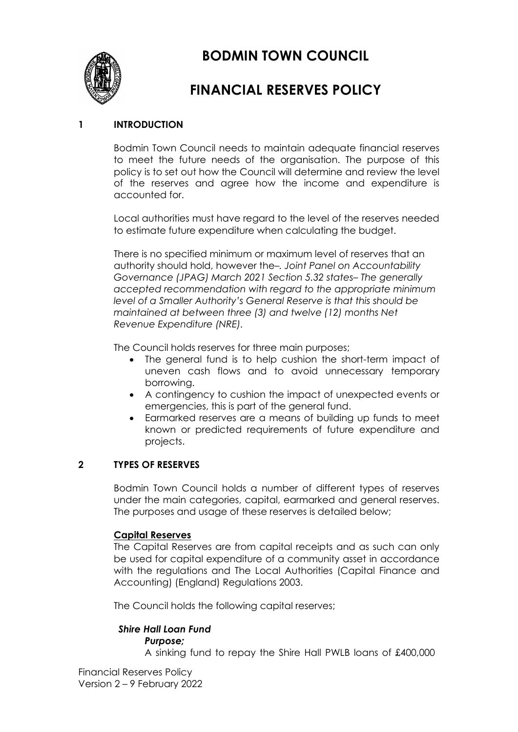# BODMIN TOWN COUNCIL

# FINANCIAL RESERVES POLICY

## 1 INTRODUCTION

Bodmin Town Council needs to maintain adequate financial reserves to meet the future needs of the organisation. The purpose of this policy is to set out how the Council will determine and review the level of the reserves and agree how the income and expenditure is accounted for.

Local authorities must have regard to the level of the reserves needed to estimate future expenditure when calculating the budget.

There is no specified minimum or maximum level of reserves that an authority should hold, however the–. *Joint Panel on Accountability Governance (JPAG) March 2021 Section 5.32 states– The generally accepted recommendation with regard to the appropriate minimum level of a Smaller Authority's General Reserve is that this should be maintained at between three (3) and twelve (12) months Net Revenue Expenditure (NRE).*

The Council holds reserves for three main purposes;

- The general fund is to help cushion the short-term impact of uneven cash flows and to avoid unnecessary temporary borrowing.
- A contingency to cushion the impact of unexpected events or emergencies, this is part of the general fund.
- Earmarked reserves are a means of building up funds to meet known or predicted requirements of future expenditure and projects.

## 2 TYPES OF RESERVES

Bodmin Town Council holds a number of different types of reserves under the main categories, capital, earmarked and general reserves. The purposes and usage of these reserves is detailed below;

### Capital Reserves

The Capital Reserves are from capital receipts and as such can only be used for capital expenditure of a community asset in accordance with the regulations and The Local Authorities (Capital Finance and Accounting) (England) Regulations 2003.

The Council holds the following capital reserves;

***Shire Hall Loan Fund***

***Purpose;***

A sinking fund to repay the Shire Hall PWLB loans of £400,000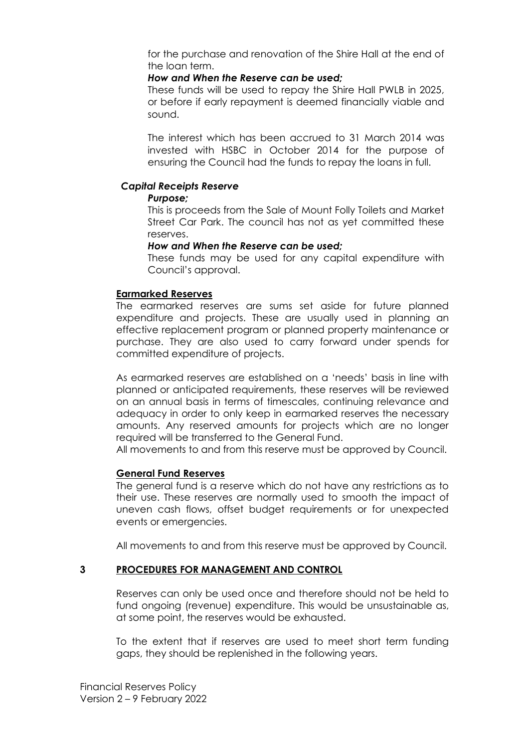for the purchase and renovation of the Shire Hall at the end of the loan term.

***How and When the Reserve can be used;***

These funds will be used to repay the Shire Hall PWLB in 2025, or before if early repayment is deemed financially viable and sound.

The interest which has been accrued to 31 March 2014 was invested with HSBC in October 2014 for the purpose of ensuring the Council had the funds to repay the loans in full.

***Capital Receipts Reserve***

***Purpose;***

This is proceeds from the Sale of Mount Folly Toilets and Market Street Car Park. The council has not as yet committed these reserves.

***How and When the Reserve can be used;***

These funds may be used for any capital expenditure with Council's approval.

**Earmarked Reserves**

The earmarked reserves are sums set aside for future planned expenditure and projects. These are usually used in planning an effective replacement program or planned property maintenance or purchase. They are also used to carry forward under spends for committed expenditure of projects.

As earmarked reserves are established on a 'needs' basis in line with planned or anticipated requirements, these reserves will be reviewed on an annual basis in terms of timescales, continuing relevance and adequacy in order to only keep in earmarked reserves the necessary amounts. Any reserved amounts for projects which are no longer required will be transferred to the General Fund.

All movements to and from this reserve must be approved by Council.

**General Fund Reserves**

The general fund is a reserve which do not have any restrictions as to their use. These reserves are normally used to smooth the impact of uneven cash flows, offset budget requirements or for unexpected events or emergencies.

All movements to and from this reserve must be approved by Council.

## 3 PROCEDURES FOR MANAGEMENT AND CONTROL

Reserves can only be used once and therefore should not be held to fund ongoing (revenue) expenditure. This would be unsustainable as, at some point, the reserves would be exhausted.

To the extent that if reserves are used to meet short term funding gaps, they should be replenished in the following years.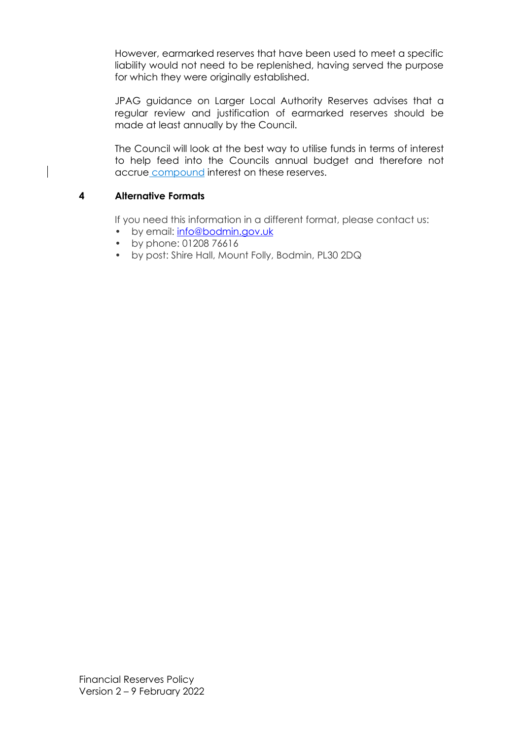However, earmarked reserves that have been used to meet a specific liability would not need to be replenished, having served the purpose for which they were originally established.

JPAG guidance on Larger Local Authority Reserves advises that a regular review and justification of earmarked reserves should be made at least annually by the Council.

The Council will look at the best way to utilise funds in terms of interest to help feed into the Councils annual budget and therefore not accrue compound interest on these reserves.

## 4 Alternative Formats

If you need this information in a different format, please contact us:

- by email: info@bodmin.gov.uk
- by phone: 01208 76616
- by post: Shire Hall, Mount Folly, Bodmin, PL30 2DQ